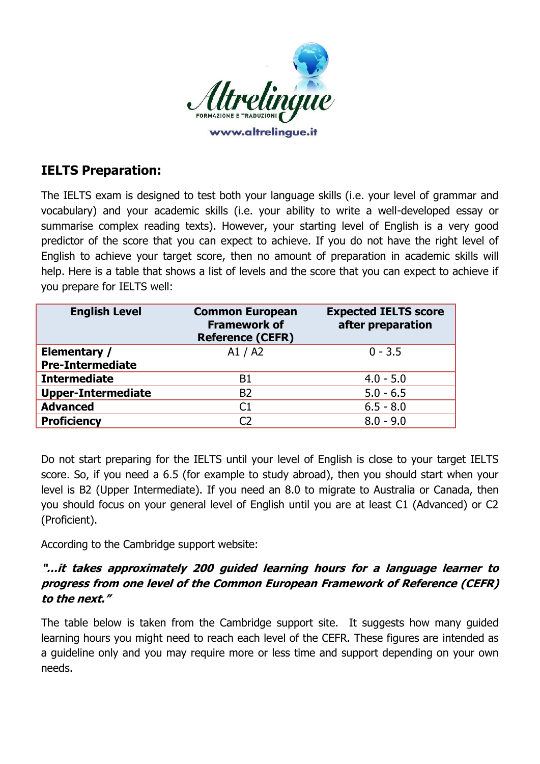## IELTS Preparation:

The IELTS exam is designed to test both your language skills (i.e. your level of grammar and vocabulary) and your academic skills (i.e. your ability to write a well-developed essay or summarise complex reading texts). However, your starting level of English is a very good predictor of the score that you can expect to achieve. If you do not have the right level of English to achieve your target score, then no amount of preparation in academic skills will help. Here is a table that shows a list of levels and the score that you can expect to achieve if you prepare for IELTS well:

| English Level | Common European Framework of Reference (CEFR) | Expected IELTS score after preparation |
|---|---|---|
| **Elementary / Pre-Intermediate** | A1 / A2 | 0 - 3.5 |
| **Intermediate** | B1 | 4.0 - 5.0 |
| **Upper-Intermediate** | B2 | 5.0 - 6.5 |
| **Advanced** | C1 | 6.5 - 8.0 |
| **Proficiency** | C2 | 8.0 - 9.0 |

Do not start preparing for the IELTS until your level of English is close to your target IELTS score. So, if you need a 6.5 (for example to study abroad), then you should start when your level is B2 (Upper Intermediate). If you need an 8.0 to migrate to Australia or Canada, then you should focus on your general level of English until you are at least C1 (Advanced) or C2 (Proficient).

According to the Cambridge support website:

***"...it takes approximately 200 guided learning hours for a language learner to progress from one level of the Common European Framework of Reference (CEFR) to the next."***

The table below is taken from the Cambridge support site. It suggests how many guided learning hours you might need to reach each level of the CEFR. These figures are intended as a guideline only and you may require more or less time and support depending on your own needs.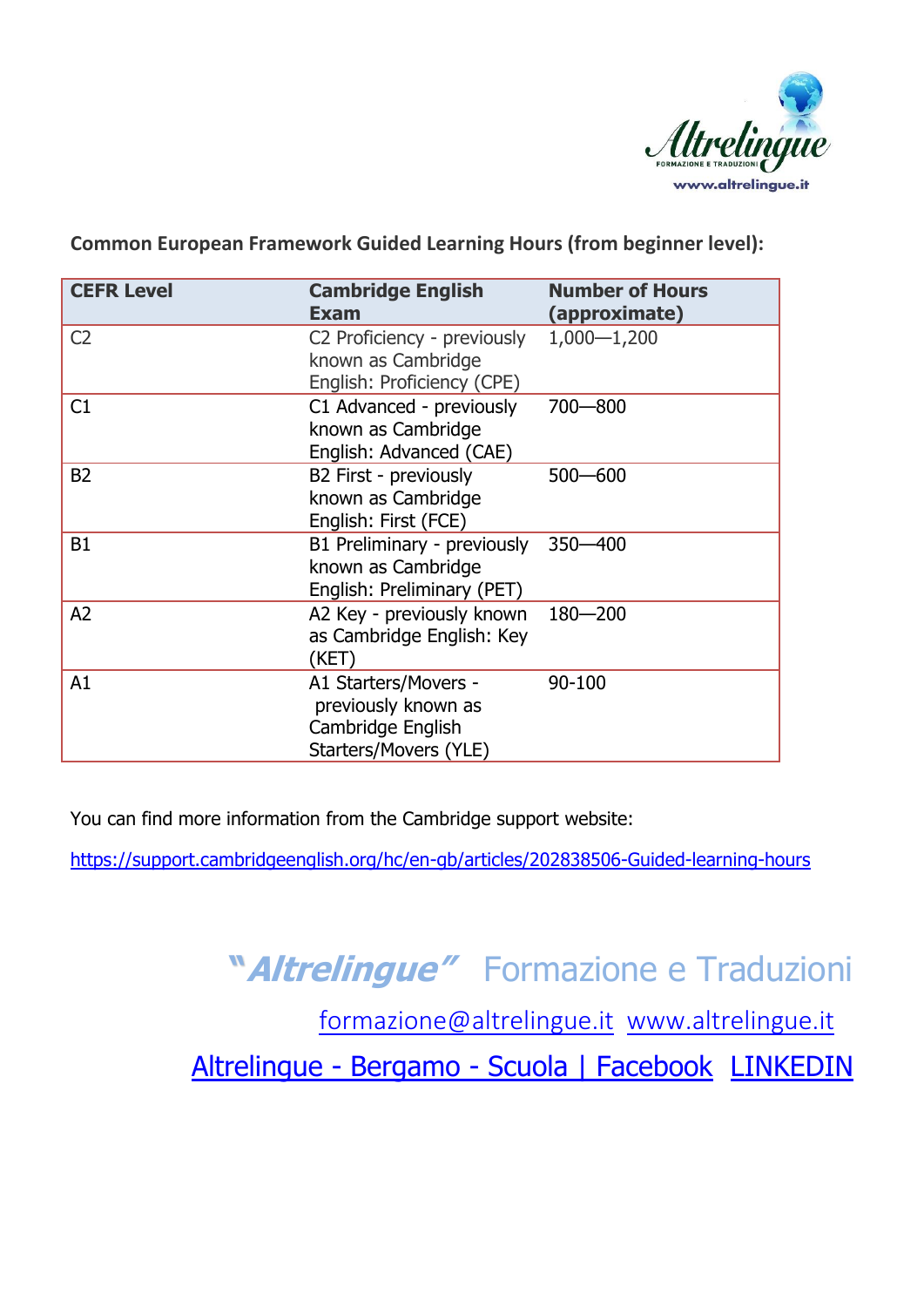**Common European Framework Guided Learning Hours (from beginner level):**

| CEFR Level | Cambridge English Exam | Number of Hours (approximate) |
|---|---|---|
| C2 | C2 Proficiency - previously known as Cambridge English: Proficiency (CPE) | 1,000—1,200 |
| C1 | C1 Advanced - previously known as Cambridge English: Advanced (CAE) | 700—800 |
| B2 | B2 First - previously known as Cambridge English: First (FCE) | 500—600 |
| B1 | B1 Preliminary - previously known as Cambridge English: Preliminary (PET) | 350—400 |
| A2 | A2 Key - previously known as Cambridge English: Key (KET) | 180—200 |
| A1 | A1 Starters/Movers - previously known as Cambridge English Starters/Movers (YLE) | 90-100 |

You can find more information from the Cambridge support website:

https://support.cambridgeenglish.org/hc/en-gb/articles/202838506-Guided-learning-hours

***"Altrelingue"*** Formazione e Traduzioni

formazione@altrelingue.it www.altrelingue.it

Altrelingue - Bergamo - Scuola | Facebook LINKEDIN